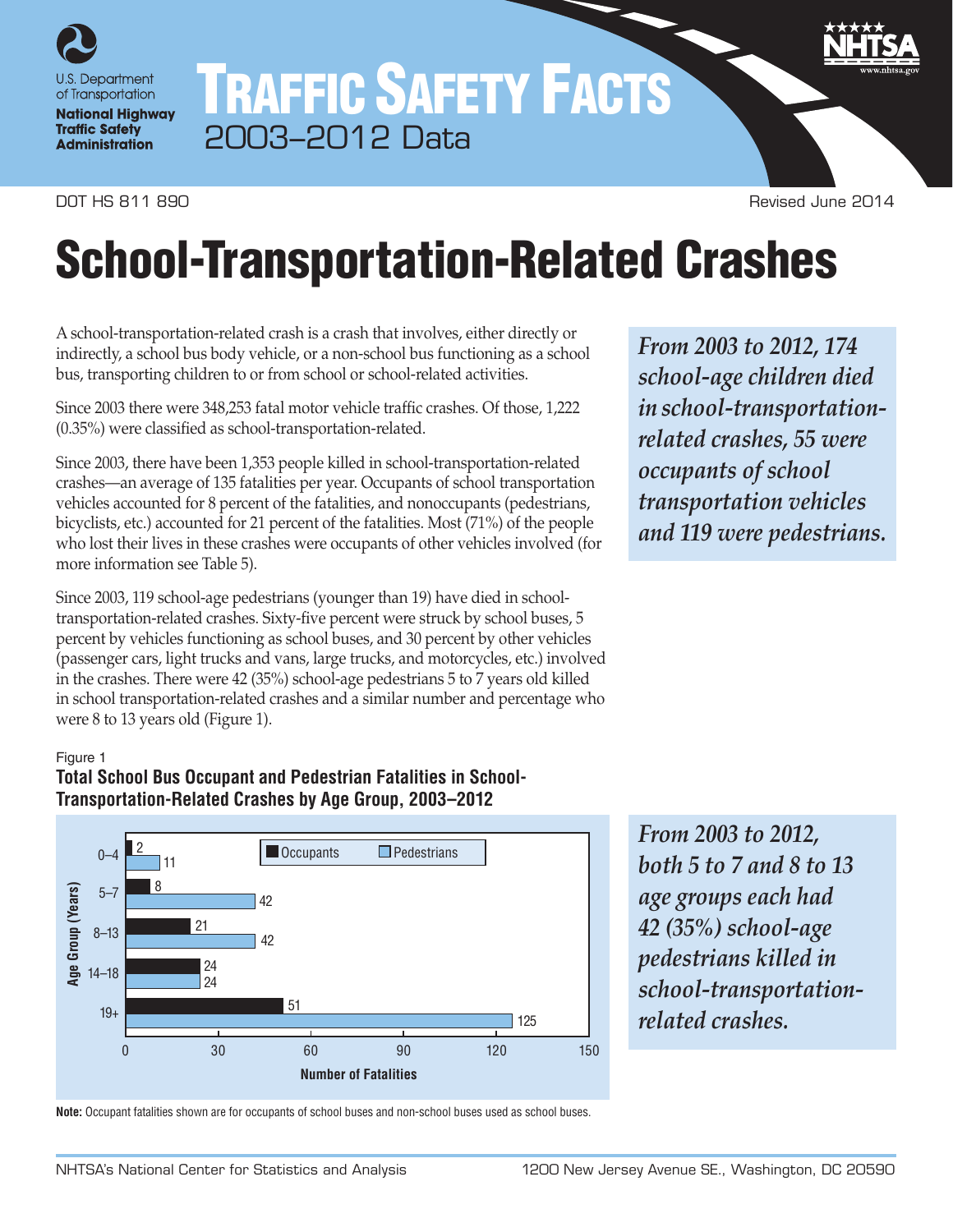U.S. Department of Transportation
**National Highway Traffic Safety Administration**

# TRAFFIC SAFETY FACTS
2003–2012 Data

DOT HS 811 890 Revised June 2014

# School-Transportation-Related Crashes

A school-transportation-related crash is a crash that involves, either directly or indirectly, a school bus body vehicle, or a non-school bus functioning as a school bus, transporting children to or from school or school-related activities.

Since 2003 there were 348,253 fatal motor vehicle traffic crashes. Of those, 1,222 (0.35%) were classified as school-transportation-related.

Since 2003, there have been 1,353 people killed in school-transportation-related crashes—an average of 135 fatalities per year. Occupants of school transportation vehicles accounted for 8 percent of the fatalities, and nonoccupants (pedestrians, bicyclists, etc.) accounted for 21 percent of the fatalities. Most (71%) of the people who lost their lives in these crashes were occupants of other vehicles involved (for more information see Table 5).

*From 2003 to 2012, 174 school-age children died in school-transportation-related crashes, 55 were occupants of school transportation vehicles and 119 were pedestrians.*

Since 2003, 119 school-age pedestrians (younger than 19) have died in school-transportation-related crashes. Sixty-five percent were struck by school buses, 5 percent by vehicles functioning as school buses, and 30 percent by other vehicles (passenger cars, light trucks and vans, large trucks, and motorcycles, etc.) involved in the crashes. There were 42 (35%) school-age pedestrians 5 to 7 years old killed in school transportation-related crashes and a similar number and percentage who were 8 to 13 years old (Figure 1).

Figure 1
**Total School Bus Occupant and Pedestrian Fatalities in School-Transportation-Related Crashes by Age Group, 2003–2012**

| Age Group (Years) | Occupants | Pedestrians |
| --- | --- | --- |
| 0–4 | 2 | 11 |
| 5–7 | 8 | 42 |
| 8–13 | 21 | 42 |
| 14–18 | 24 | 24 |
| 19+ | 51 | 125 |

**Note:** Occupant fatalities shown are for occupants of school buses and non-school buses used as school buses.

*From 2003 to 2012, both 5 to 7 and 8 to 13 age groups each had 42 (35%) school-age pedestrians killed in school-transportation-related crashes.*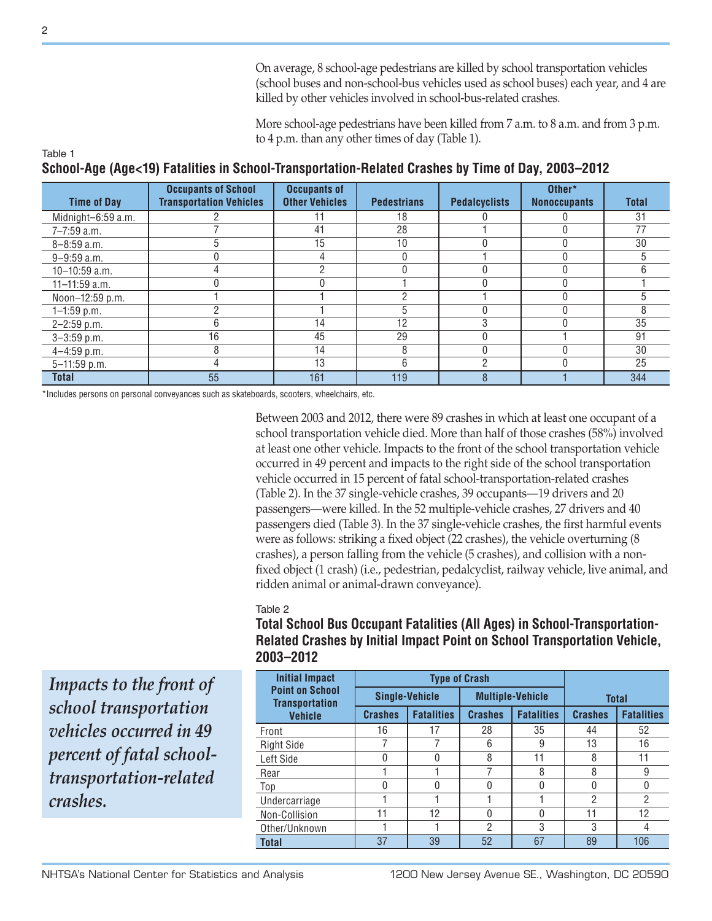On average, 8 school-age pedestrians are killed by school transportation vehicles (school buses and non-school-bus vehicles used as school buses) each year, and 4 are killed by other vehicles involved in school-bus-related crashes.

More school-age pedestrians have been killed from 7 a.m. to 8 a.m. and from 3 p.m. to 4 p.m. than any other times of day (Table 1).

Table 1

**School-Age (Age<19) Fatalities in School-Transportation-Related Crashes by Time of Day, 2003–2012**

| Time of Day | Occupants of School Transportation Vehicles | Occupants of Other Vehicles | Pedestrians | Pedalcyclists | Other* Nonoccupants | Total |
|---|---|---|---|---|---|---|
| Midnight–6:59 a.m. | 2 | 11 | 18 | 0 | 0 | 31 |
| 7–7:59 a.m. | 7 | 41 | 28 | 1 | 0 | 77 |
| 8–8:59 a.m. | 5 | 15 | 10 | 0 | 0 | 30 |
| 9–9:59 a.m. | 0 | 4 | 0 | 1 | 0 | 5 |
| 10–10:59 a.m. | 4 | 2 | 0 | 0 | 0 | 6 |
| 11–11:59 a.m. | 0 | 0 | 1 | 0 | 0 | 1 |
| Noon–12:59 p.m. | 1 | 1 | 2 | 1 | 0 | 5 |
| 1–1:59 p.m. | 2 | 1 | 5 | 0 | 0 | 8 |
| 2–2:59 p.m. | 6 | 14 | 12 | 3 | 0 | 35 |
| 3–3:59 p.m. | 16 | 45 | 29 | 0 | 1 | 91 |
| 4–4:59 p.m. | 8 | 14 | 8 | 0 | 0 | 30 |
| 5–11:59 p.m. | 4 | 13 | 6 | 2 | 0 | 25 |
| **Total** | 55 | 161 | 119 | 8 | 1 | 344 |

*Includes persons on personal conveyances such as skateboards, scooters, wheelchairs, etc.

Between 2003 and 2012, there were 89 crashes in which at least one occupant of a school transportation vehicle died. More than half of those crashes (58%) involved at least one other vehicle. Impacts to the front of the school transportation vehicle occurred in 49 percent and impacts to the right side of the school transportation vehicle occurred in 15 percent of fatal school-transportation-related crashes (Table 2). In the 37 single-vehicle crashes, 39 occupants—19 drivers and 20 passengers—were killed. In the 52 multiple-vehicle crashes, 27 drivers and 40 passengers died (Table 3). In the 37 single-vehicle crashes, the first harmful events were as follows: striking a fixed object (22 crashes), the vehicle overturning (8 crashes), a person falling from the vehicle (5 crashes), and collision with a non-fixed object (1 crash) (i.e., pedestrian, pedalcyclist, railway vehicle, live animal, and ridden animal or animal-drawn conveyance).

*Impacts to the front of school transportation vehicles occurred in 49 percent of fatal school-transportation-related crashes.*

Table 2

**Total School Bus Occupant Fatalities (All Ages) in School-Transportation-Related Crashes by Initial Impact Point on School Transportation Vehicle, 2003–2012**

| Initial Impact Point on School Transportation Vehicle | Type of Crash | | | | Total | |
|---|---|---|---|---|---|---|
| | Single-Vehicle | | Multiple-Vehicle | | | |
| | Crashes | Fatalities | Crashes | Fatalities | Crashes | Fatalities |
| Front | 16 | 17 | 28 | 35 | 44 | 52 |
| Right Side | 7 | 7 | 6 | 9 | 13 | 16 |
| Left Side | 0 | 0 | 8 | 11 | 8 | 11 |
| Rear | 1 | 1 | 7 | 8 | 8 | 9 |
| Top | 0 | 0 | 0 | 0 | 0 | 0 |
| Undercarriage | 1 | 1 | 1 | 1 | 2 | 2 |
| Non-Collision | 11 | 12 | 0 | 0 | 11 | 12 |
| Other/Unknown | 1 | 1 | 2 | 3 | 3 | 4 |
| **Total** | 37 | 39 | 52 | 67 | 89 | 106 |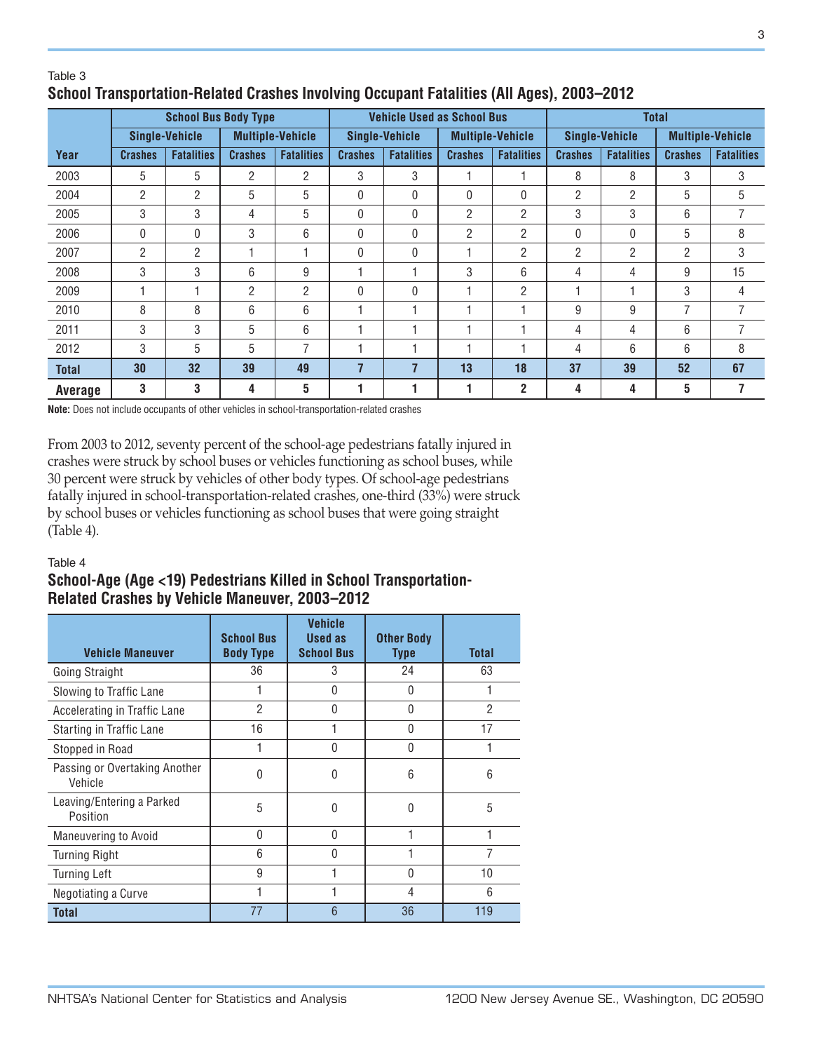Table 3

**School Transportation-Related Crashes Involving Occupant Fatalities (All Ages), 2003–2012**

| Year | School Bus Body Type | | | | Vehicle Used as School Bus | | | | Total | | | |
|---|---|---|---|---|---|---|---|---|---|---|---|---|
| | Single-Vehicle | | Multiple-Vehicle | | Single-Vehicle | | Multiple-Vehicle | | Single-Vehicle | | Multiple-Vehicle | |
| | Crashes | Fatalities | Crashes | Fatalities | Crashes | Fatalities | Crashes | Fatalities | Crashes | Fatalities | Crashes | Fatalities |
| 2003 | 5 | 5 | 2 | 2 | 3 | 3 | 1 | 1 | 8 | 8 | 3 | 3 |
| 2004 | 2 | 2 | 5 | 5 | 0 | 0 | 0 | 0 | 2 | 2 | 5 | 5 |
| 2005 | 3 | 3 | 4 | 5 | 0 | 0 | 2 | 2 | 3 | 3 | 6 | 7 |
| 2006 | 0 | 0 | 3 | 6 | 0 | 0 | 2 | 2 | 0 | 0 | 5 | 8 |
| 2007 | 2 | 2 | 1 | 1 | 0 | 0 | 1 | 2 | 2 | 2 | 2 | 3 |
| 2008 | 3 | 3 | 6 | 9 | 1 | 1 | 3 | 6 | 4 | 4 | 9 | 15 |
| 2009 | 1 | 1 | 2 | 2 | 0 | 0 | 1 | 2 | 1 | 1 | 3 | 4 |
| 2010 | 8 | 8 | 6 | 6 | 1 | 1 | 1 | 1 | 9 | 9 | 7 | 7 |
| 2011 | 3 | 3 | 5 | 6 | 1 | 1 | 1 | 1 | 4 | 4 | 6 | 7 |
| 2012 | 3 | 5 | 5 | 7 | 1 | 1 | 1 | 1 | 4 | 6 | 6 | 8 |
| **Total** | **30** | **32** | **39** | **49** | **7** | **7** | **13** | **18** | **37** | **39** | **52** | **67** |
| **Average** | **3** | **3** | **4** | **5** | **1** | **1** | **1** | **2** | **4** | **4** | **5** | **7** |

**Note:** Does not include occupants of other vehicles in school-transportation-related crashes

From 2003 to 2012, seventy percent of the school-age pedestrians fatally injured in crashes were struck by school buses or vehicles functioning as school buses, while 30 percent were struck by vehicles of other body types. Of school-age pedestrians fatally injured in school-transportation-related crashes, one-third (33%) were struck by school buses or vehicles functioning as school buses that were going straight (Table 4).

Table 4

**School-Age (Age <19) Pedestrians Killed in School Transportation-Related Crashes by Vehicle Maneuver, 2003–2012**

| Vehicle Maneuver | School Bus Body Type | Vehicle Used as School Bus | Other Body Type | Total |
|---|---|---|---|---|
| Going Straight | 36 | 3 | 24 | 63 |
| Slowing to Traffic Lane | 1 | 0 | 0 | 1 |
| Accelerating in Traffic Lane | 2 | 0 | 0 | 2 |
| Starting in Traffic Lane | 16 | 1 | 0 | 17 |
| Stopped in Road | 1 | 0 | 0 | 1 |
| Passing or Overtaking Another Vehicle | 0 | 0 | 6 | 6 |
| Leaving/Entering a Parked Position | 5 | 0 | 0 | 5 |
| Maneuvering to Avoid | 0 | 0 | 1 | 1 |
| Turning Right | 6 | 0 | 1 | 7 |
| Turning Left | 9 | 1 | 0 | 10 |
| Negotiating a Curve | 1 | 1 | 4 | 6 |
| **Total** | 77 | 6 | 36 | 119 |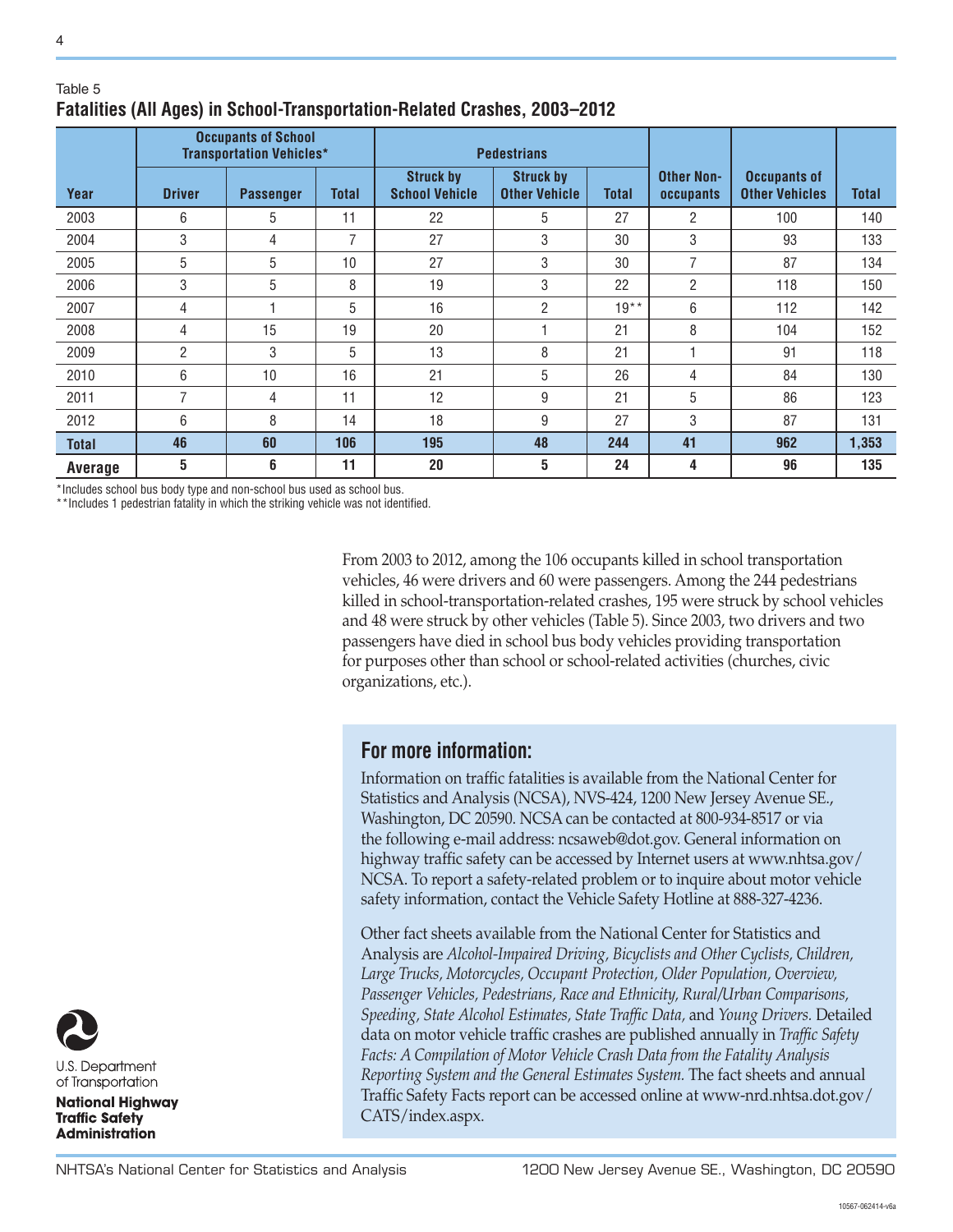Table 5

**Fatalities (All Ages) in School-Transportation-Related Crashes, 2003–2012**

| | Occupants of School Transportation Vehicles* | | | Pedestrians | | | | | |
|---|---|---|---|---|---|---|---|---|---|
| **Year** | **Driver** | **Passenger** | **Total** | **Struck by School Vehicle** | **Struck by Other Vehicle** | **Total** | **Other Non-occupants** | **Occupants of Other Vehicles** | **Total** |
| 2003 | 6 | 5 | 11 | 22 | 5 | 27 | 2 | 100 | 140 |
| 2004 | 3 | 4 | 7 | 27 | 3 | 30 | 3 | 93 | 133 |
| 2005 | 5 | 5 | 10 | 27 | 3 | 30 | 7 | 87 | 134 |
| 2006 | 3 | 5 | 8 | 19 | 3 | 22 | 2 | 118 | 150 |
| 2007 | 4 | 1 | 5 | 16 | 2 | 19** | 6 | 112 | 142 |
| 2008 | 4 | 15 | 19 | 20 | 1 | 21 | 8 | 104 | 152 |
| 2009 | 2 | 3 | 5 | 13 | 8 | 21 | 1 | 91 | 118 |
| 2010 | 6 | 10 | 16 | 21 | 5 | 26 | 4 | 84 | 130 |
| 2011 | 7 | 4 | 11 | 12 | 9 | 21 | 5 | 86 | 123 |
| 2012 | 6 | 8 | 14 | 18 | 9 | 27 | 3 | 87 | 131 |
| **Total** | **46** | **60** | **106** | **195** | **48** | **244** | **41** | **962** | **1,353** |
| **Average** | **5** | **6** | **11** | **20** | **5** | **24** | **4** | **96** | **135** |

*Includes school bus body type and non-school bus used as school bus.

**Includes 1 pedestrian fatality in which the striking vehicle was not identified.

From 2003 to 2012, among the 106 occupants killed in school transportation vehicles, 46 were drivers and 60 were passengers. Among the 244 pedestrians killed in school-transportation-related crashes, 195 were struck by school vehicles and 48 were struck by other vehicles (Table 5). Since 2003, two drivers and two passengers have died in school bus body vehicles providing transportation for purposes other than school or school-related activities (churches, civic organizations, etc.).

## For more information:

Information on traffic fatalities is available from the National Center for Statistics and Analysis (NCSA), NVS-424, 1200 New Jersey Avenue SE., Washington, DC 20590. NCSA can be contacted at 800-934-8517 or via the following e-mail address: ncsaweb@dot.gov. General information on highway traffic safety can be accessed by Internet users at www.nhtsa.gov/NCSA. To report a safety-related problem or to inquire about motor vehicle safety information, contact the Vehicle Safety Hotline at 888-327-4236.

Other fact sheets available from the National Center for Statistics and Analysis are *Alcohol-Impaired Driving, Bicyclists and Other Cyclists, Children, Large Trucks, Motorcycles, Occupant Protection, Older Population, Overview, Passenger Vehicles, Pedestrians, Race and Ethnicity, Rural/Urban Comparisons, Speeding, State Alcohol Estimates, State Traffic Data,* and *Young Drivers.* Detailed data on motor vehicle traffic crashes are published annually in *Traffic Safety Facts: A Compilation of Motor Vehicle Crash Data from the Fatality Analysis Reporting System and the General Estimates System.* The fact sheets and annual Traffic Safety Facts report can be accessed online at www-nrd.nhtsa.dot.gov/CATS/index.aspx.

U.S. Department of Transportation

**National Highway Traffic Safety Administration**